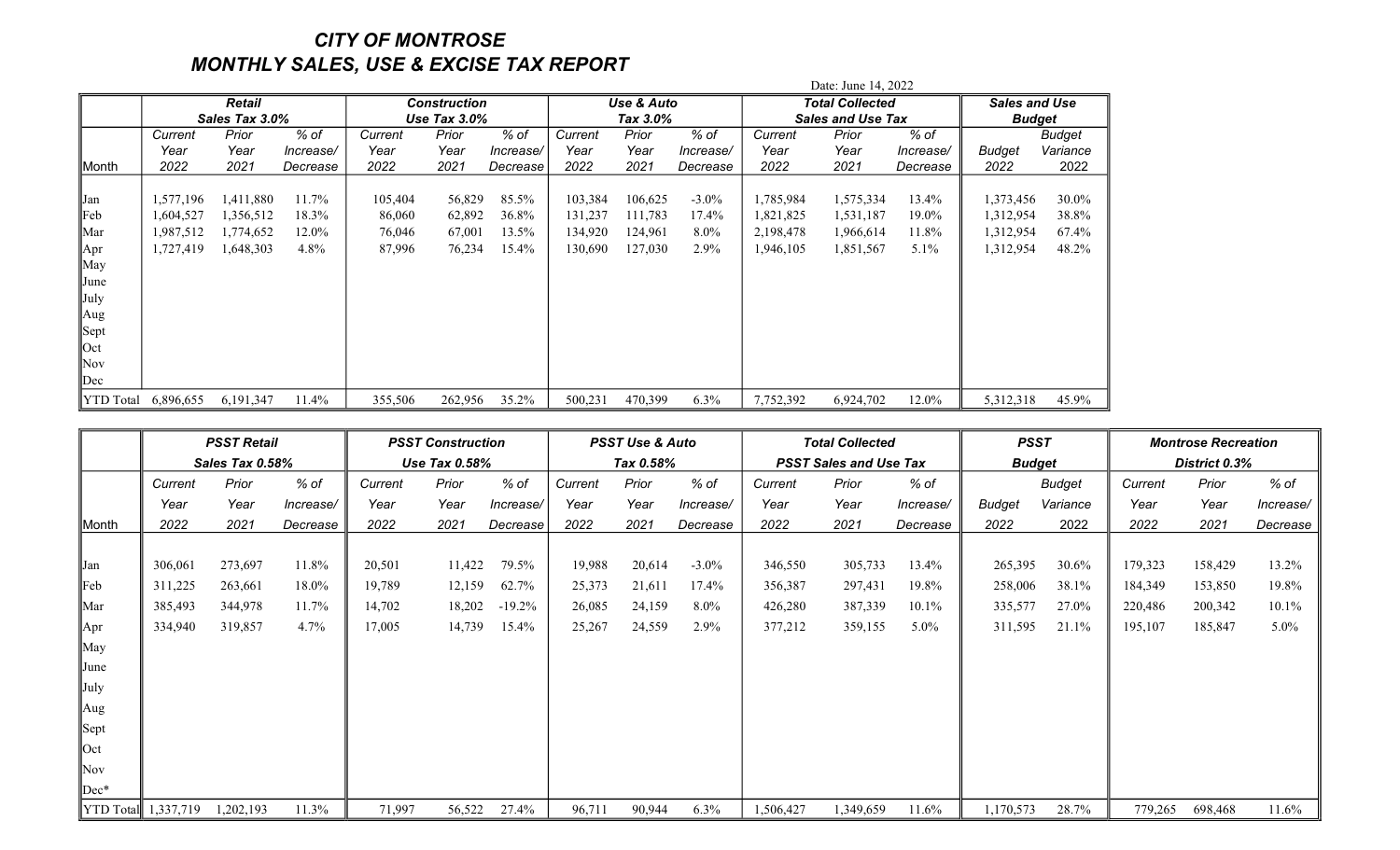# CITY OF MONTROSE

## MONTHLY SALES, USE & EXCISE TAX REPORT

Date: June 14, 2022

| Month | Retail Sales Tax 3.0% Current Year 2022 | Retail Prior Year 2021 | Retail % of Increase/ Decrease | Construction Use Tax 3.0% Current Year 2022 | Construction Prior Year 2021 | Construction % of Increase/ Decrease | Use & Auto Tax 3.0% Current Year 2022 | Use & Auto Prior Year 2021 | Use & Auto % of Increase/ Decrease | Total Collected Sales and Use Tax Current Year 2022 | Total Collected Prior Year 2021 | Total Collected % of Increase/ Decrease | Sales and Use Budget 2022 | Budget Variance 2022 |
|---|---|---|---|---|---|---|---|---|---|---|---|---|---|---|
| Jan | 1,577,196 | 1,411,880 | 11.7% | 105,404 | 56,829 | 85.5% | 103,384 | 106,625 | -3.0% | 1,785,984 | 1,575,334 | 13.4% | 1,373,456 | 30.0% |
| Feb | 1,604,527 | 1,356,512 | 18.3% | 86,060 | 62,892 | 36.8% | 131,237 | 111,783 | 17.4% | 1,821,825 | 1,531,187 | 19.0% | 1,312,954 | 38.8% |
| Mar | 1,987,512 | 1,774,652 | 12.0% | 76,046 | 67,001 | 13.5% | 134,920 | 124,961 | 8.0% | 2,198,478 | 1,966,614 | 11.8% | 1,312,954 | 67.4% |
| Apr | 1,727,419 | 1,648,303 | 4.8% | 87,996 | 76,234 | 15.4% | 130,690 | 127,030 | 2.9% | 1,946,105 | 1,851,567 | 5.1% | 1,312,954 | 48.2% |
| May | | | | | | | | | | | | | | |
| June | | | | | | | | | | | | | | |
| July | | | | | | | | | | | | | | |
| Aug | | | | | | | | | | | | | | |
| Sept | | | | | | | | | | | | | | |
| Oct | | | | | | | | | | | | | | |
| Nov | | | | | | | | | | | | | | |
| Dec | | | | | | | | | | | | | | |
| YTD Total | 6,896,655 | 6,191,347 | 11.4% | 355,506 | 262,956 | 35.2% | 500,231 | 470,399 | 6.3% | 7,752,392 | 6,924,702 | 12.0% | 5,312,318 | 45.9% |

| Month | PSST Retail Sales Tax 0.58% Current Year 2022 | PSST Retail Prior Year 2021 | PSST Retail % of Increase/ Decrease | PSST Construction Use Tax 0.58% Current Year 2022 | PSST Construction Prior Year 2021 | PSST Construction % of Increase/ Decrease | PSST Use & Auto Tax 0.58% Current Year 2022 | PSST Use & Auto Prior Year 2021 | PSST Use & Auto % of Increase/ Decrease | Total Collected PSST Sales and Use Tax Current Year 2022 | Total Collected Prior Year 2021 | Total Collected % of Increase/ Decrease | PSST Budget 2022 | Budget Variance 2022 | Montrose Recreation District 0.3% Current Year 2022 | Montrose Recreation Prior Year 2021 | Montrose Recreation % of Increase/ Decrease |
|---|---|---|---|---|---|---|---|---|---|---|---|---|---|---|---|---|---|
| Jan | 306,061 | 273,697 | 11.8% | 20,501 | 11,422 | 79.5% | 19,988 | 20,614 | -3.0% | 346,550 | 305,733 | 13.4% | 265,395 | 30.6% | 179,323 | 158,429 | 13.2% |
| Feb | 311,225 | 263,661 | 18.0% | 19,789 | 12,159 | 62.7% | 25,373 | 21,611 | 17.4% | 356,387 | 297,431 | 19.8% | 258,006 | 38.1% | 184,349 | 153,850 | 19.8% |
| Mar | 385,493 | 344,978 | 11.7% | 14,702 | 18,202 | -19.2% | 26,085 | 24,159 | 8.0% | 426,280 | 387,339 | 10.1% | 335,577 | 27.0% | 220,486 | 200,342 | 10.1% |
| Apr | 334,940 | 319,857 | 4.7% | 17,005 | 14,739 | 15.4% | 25,267 | 24,559 | 2.9% | 377,212 | 359,155 | 5.0% | 311,595 | 21.1% | 195,107 | 185,847 | 5.0% |
| May | | | | | | | | | | | | | | | | | |
| June | | | | | | | | | | | | | | | | | |
| July | | | | | | | | | | | | | | | | | |
| Aug | | | | | | | | | | | | | | | | | |
| Sept | | | | | | | | | | | | | | | | | |
| Oct | | | | | | | | | | | | | | | | | |
| Nov | | | | | | | | | | | | | | | | | |
| Dec* | | | | | | | | | | | | | | | | | |
| YTD Total | 1,337,719 | 1,202,193 | 11.3% | 71,997 | 56,522 | 27.4% | 96,711 | 90,944 | 6.3% | 1,506,427 | 1,349,659 | 11.6% | 1,170,573 | 28.7% | 779,265 | 698,468 | 11.6% |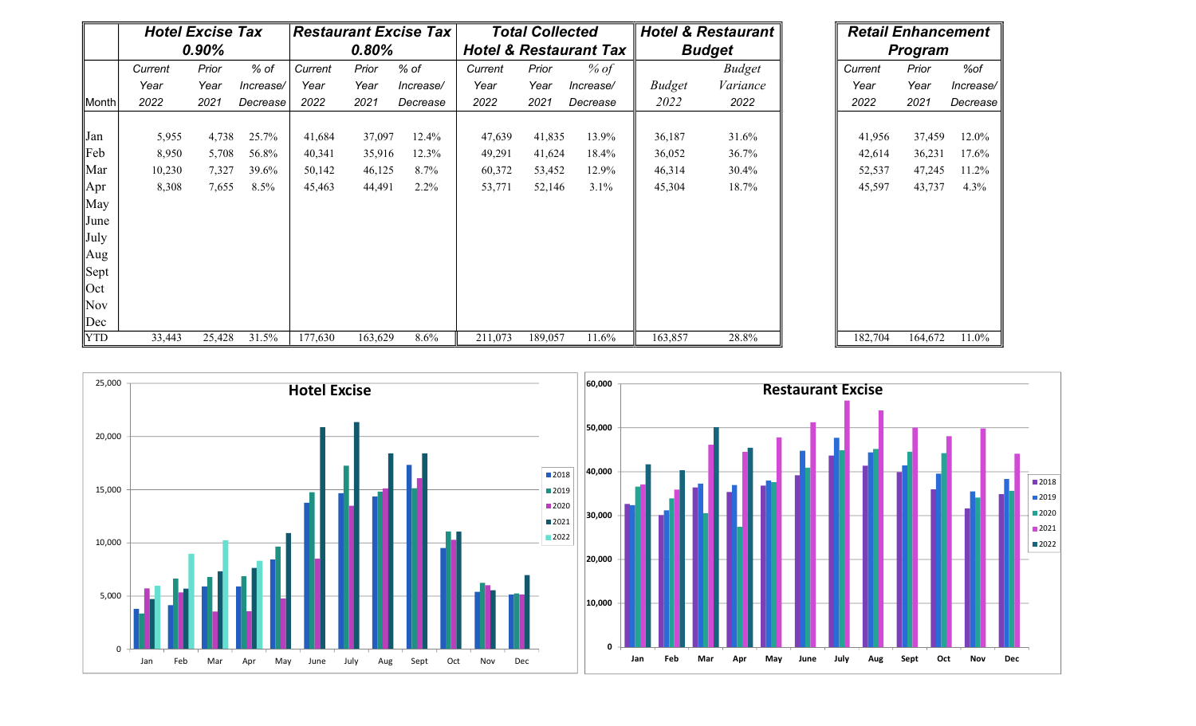| Month | Hotel Excise Tax 0.90% | | | Restaurant Excise Tax 0.80% | | | Total Collected Hotel & Restaurant Tax | | | Hotel & Restaurant Budget | |
|---|---|---|---|---|---|---|---|---|---|---|---|
| | Current Year 2022 | Prior Year 2021 | % of Increase/ Decrease | Current Year 2022 | Prior Year 2021 | % of Increase/ Decrease | Current Year 2022 | Prior Year 2021 | % of Increase/ Decrease | Budget 2022 | Budget Variance 2022 |
| Jan | 5,955 | 4,738 | 25.7% | 41,684 | 37,097 | 12.4% | 47,639 | 41,835 | 13.9% | 36,187 | 31.6% |
| Feb | 8,950 | 5,708 | 56.8% | 40,341 | 35,916 | 12.3% | 49,291 | 41,624 | 18.4% | 36,052 | 36.7% |
| Mar | 10,230 | 7,327 | 39.6% | 50,142 | 46,125 | 8.7% | 60,372 | 53,452 | 12.9% | 46,314 | 30.4% |
| Apr | 8,308 | 7,655 | 8.5% | 45,463 | 44,491 | 2.2% | 53,771 | 52,146 | 3.1% | 45,304 | 18.7% |
| May | | | | | | | | | | | |
| June | | | | | | | | | | | |
| July | | | | | | | | | | | |
| Aug | | | | | | | | | | | |
| Sept | | | | | | | | | | | |
| Oct | | | | | | | | | | | |
| Nov | | | | | | | | | | | |
| Dec | | | | | | | | | | | |
| YTD | 33,443 | 25,428 | 31.5% | 177,630 | 163,629 | 8.6% | 211,073 | 189,057 | 11.6% | 163,857 | 28.8% |

| Month | Retail Enhancement Program | | |
|---|---|---|---|
| | Current Year 2022 | Prior Year 2021 | %of Increase/ Decrease |
| Jan | 41,956 | 37,459 | 12.0% |
| Feb | 42,614 | 36,231 | 17.6% |
| Mar | 52,537 | 47,245 | 11.2% |
| Apr | 45,597 | 43,737 | 4.3% |
| May | | | |
| June | | | |
| July | | | |
| Aug | | | |
| Sept | | | |
| Oct | | | |
| Nov | | | |
| Dec | | | |
| YTD | 182,704 | 164,672 | 11.0% |

Hotel Excise

Restaurant Excise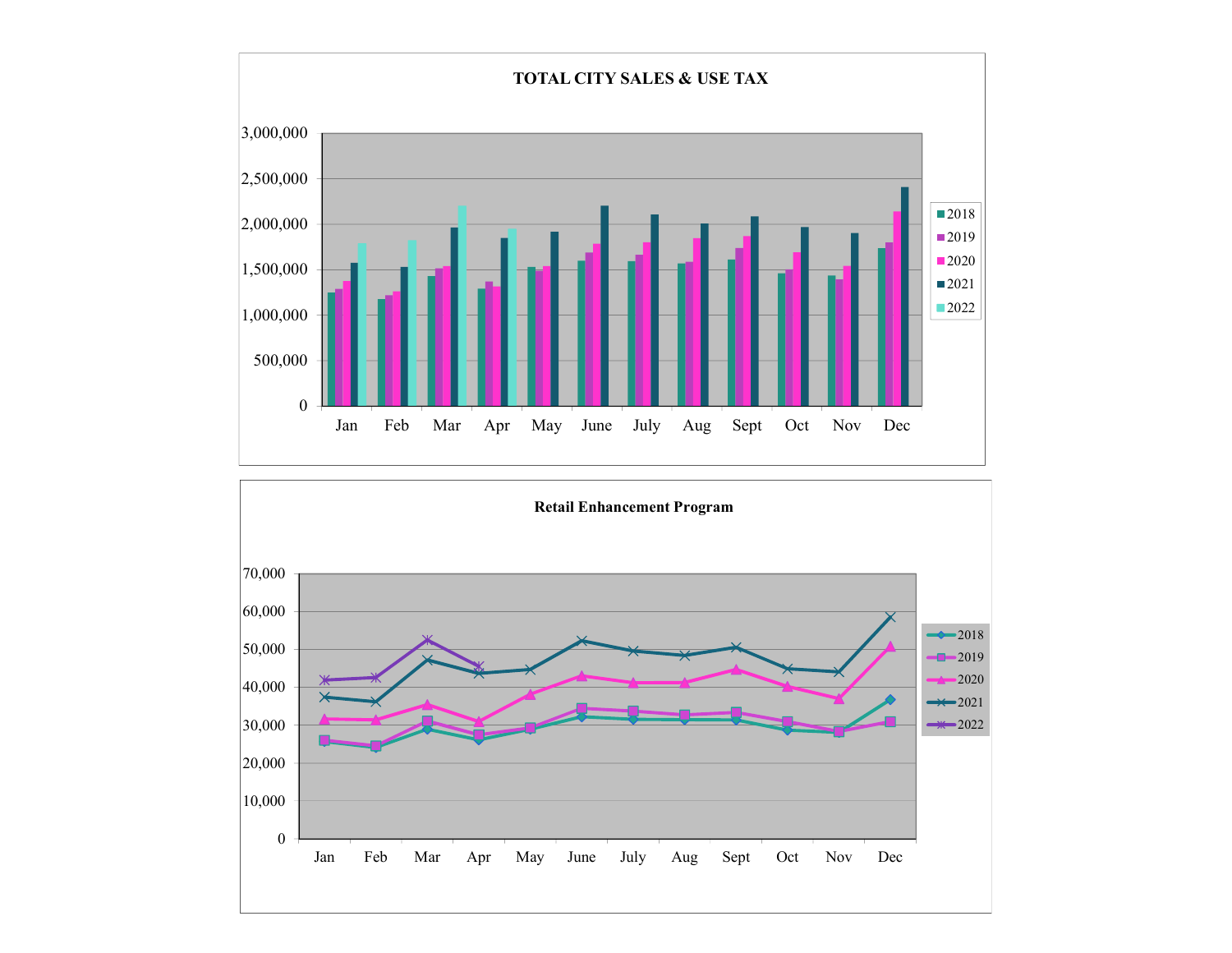**TOTAL CITY SALES & USE TAX**

3,000,000
2,500,000
2,000,000
1,500,000
1,000,000
500,000
0

Jan Feb Mar Apr May June July Aug Sept Oct Nov Dec

2018
2019
2020
2021
2022

**Retail Enhancement Program**

70,000
60,000
50,000
40,000
30,000
20,000
10,000
0

Jan Feb Mar Apr May June July Aug Sept Oct Nov Dec

2018
2019
2020
2021
2022